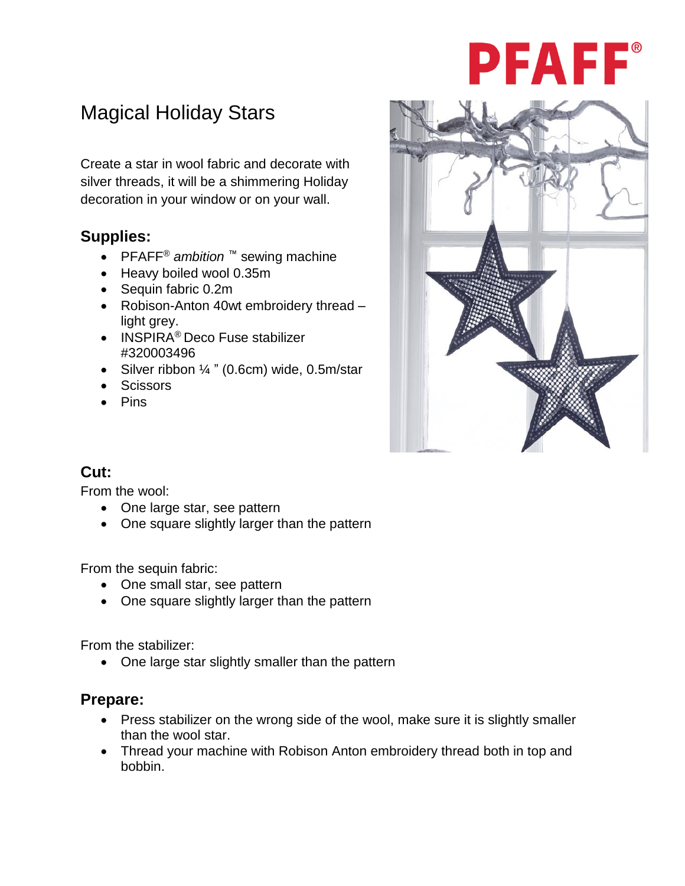PFAFF®

# Magical Holiday Stars

Create a star in wool fabric and decorate with silver threads, it will be a shimmering Holiday decoration in your window or on your wall.

## Supplies:

- PFAFF® *ambition* ™ sewing machine
- Heavy boiled wool 0.35m
- Sequin fabric 0.2m
- Robison-Anton 40wt embroidery thread – light grey.
- INSPIRA® Deco Fuse stabilizer #320003496
- Silver ribbon ¼ " (0.6cm) wide, 0.5m/star
- Scissors
- Pins

## Cut:

From the wool:

- One large star, see pattern
- One square slightly larger than the pattern

From the sequin fabric:

- One small star, see pattern
- One square slightly larger than the pattern

From the stabilizer:

- One large star slightly smaller than the pattern

## Prepare:

- Press stabilizer on the wrong side of the wool, make sure it is slightly smaller than the wool star.
- Thread your machine with Robison Anton embroidery thread both in top and bobbin.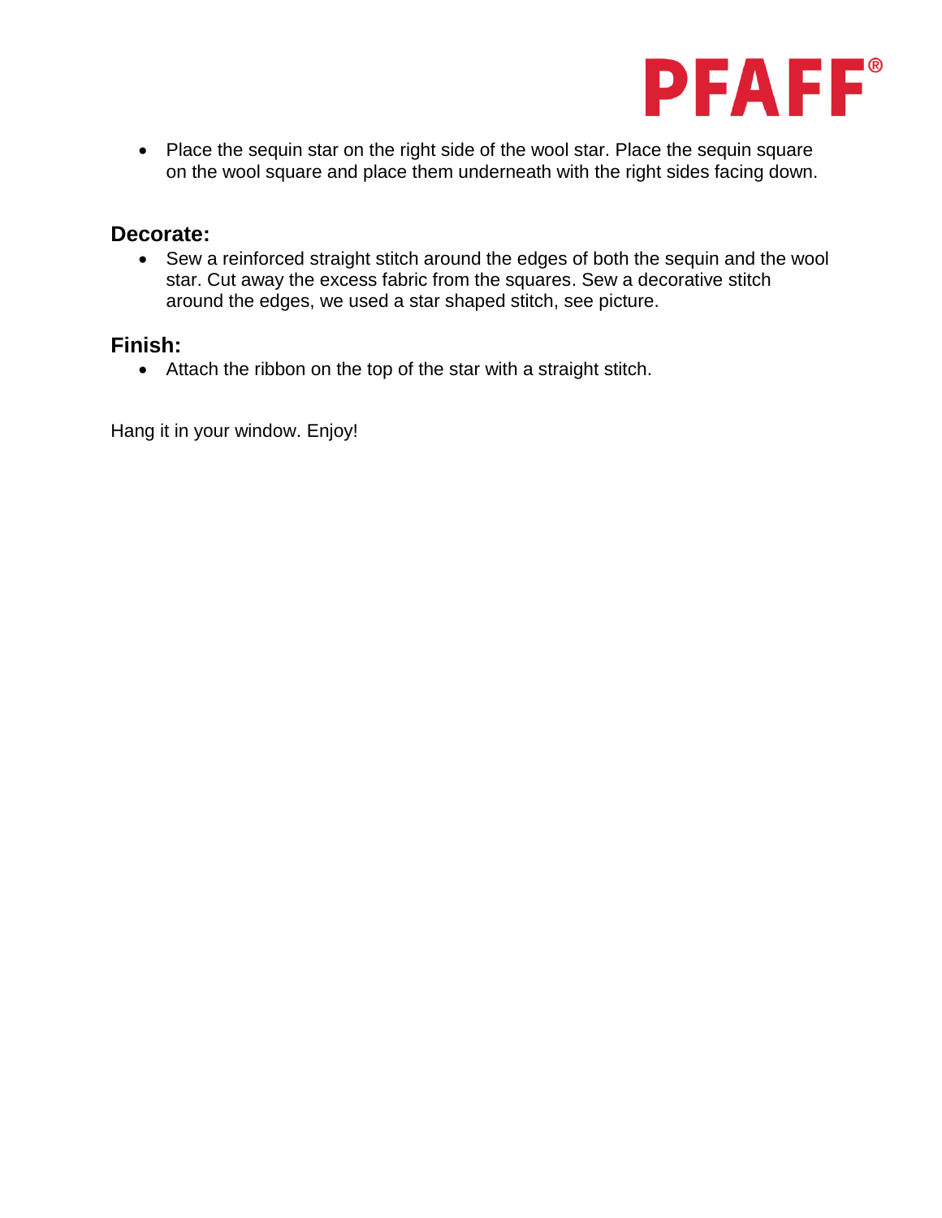- Place the sequin star on the right side of the wool star. Place the sequin square on the wool square and place them underneath with the right sides facing down.

## Decorate:

- Sew a reinforced straight stitch around the edges of both the sequin and the wool star. Cut away the excess fabric from the squares. Sew a decorative stitch around the edges, we used a star shaped stitch, see picture.

## Finish:

- Attach the ribbon on the top of the star with a straight stitch.

Hang it in your window. Enjoy!